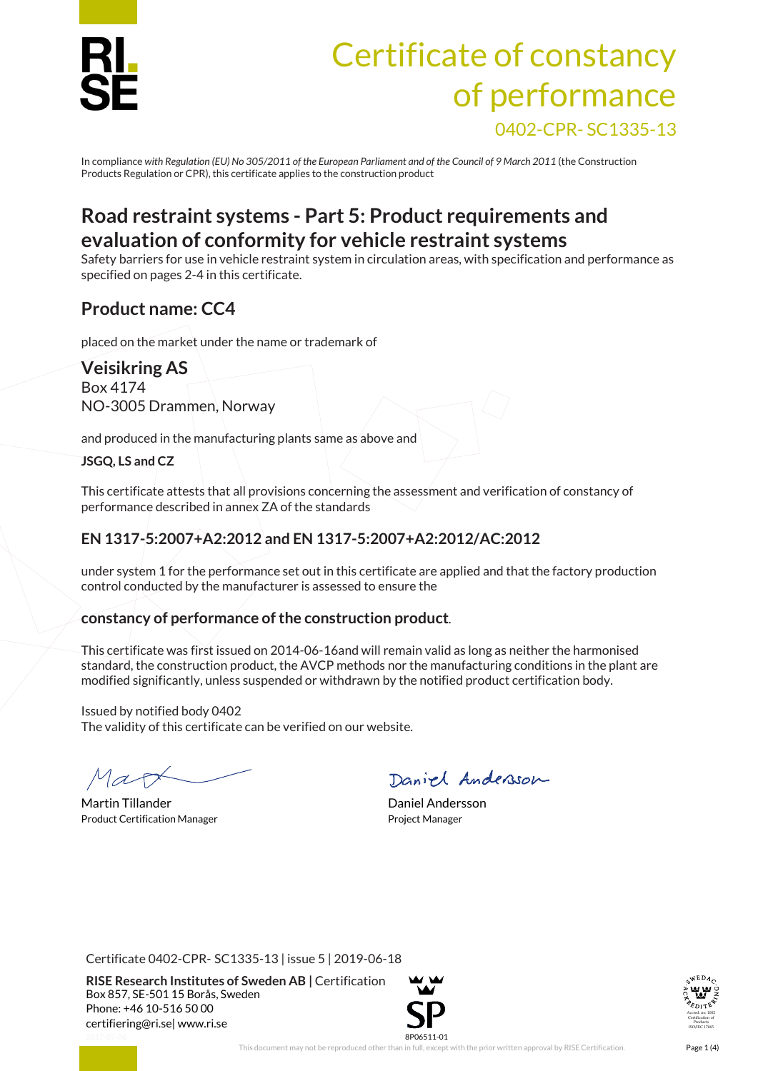# Certificate of constancy of performance

0402-CPR- SC1335-13

In compliance *with Regulation (EU) No 305/2011 of the European Parliament and of the Council of 9 March 2011* (the Construction Products Regulation or CPR), this certificate applies to the construction product

## Road restraint systems - Part 5: Product requirements and evaluation of conformity for vehicle restraint systems

Safety barriers for use in vehicle restraint system in circulation areas, with specification and performance as specified on pages 2-4 in this certificate.

### Product name: CC4

placed on the market under the name or trademark of

### Veisikring AS

Box 4174
NO-3005 Drammen, Norway

and produced in the manufacturing plants same as above and

**JSGQ, LS and CZ**

This certificate attests that all provisions concerning the assessment and verification of constancy of performance described in annex ZA of the standards

### EN 1317-5:2007+A2:2012 and EN 1317-5:2007+A2:2012/AC:2012

under system 1 for the performance set out in this certificate are applied and that the factory production control conducted by the manufacturer is assessed to ensure the

### constancy of performance of the construction product.

This certificate was first issued on 2014-06-16and will remain valid as long as neither the harmonised standard, the construction product, the AVCP methods nor the manufacturing conditions in the plant are modified significantly, unless suspended or withdrawn by the notified product certification body.

Issued by notified body 0402
The validity of this certificate can be verified on our website.

Martin Tillander
Product Certification Manager

Daniel Andersson
Project Manager

Certificate 0402-CPR- SC1335-13 | issue 5 | 2019-06-18

**RISE Research Institutes of Sweden AB |** Certification
Box 857, SE-501 15 Borås, Sweden
Phone: +46 10-516 50 00
certifiering@ri.se| www.ri.se

8P06511-01

This document may not be reproduced other than in full, except with the prior written approval by RISE Certification.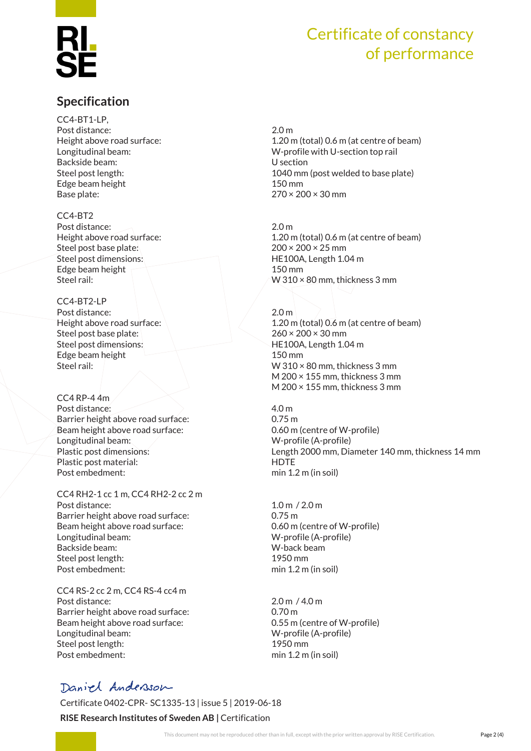# Certificate of constancy of performance

## Specification

CC4-BT1-LP,

| | |
|---|---|
| Post distance: | 2.0 m |
| Height above road surface: | 1.20 m (total) 0.6 m (at centre of beam) |
| Longitudinal beam: | W-profile with U-section top rail |
| Backside beam: | U section |
| Steel post length: | 1040 mm (post welded to base plate) |
| Edge beam height | 150 mm |
| Base plate: | 270 × 200 × 30 mm |

CC4-BT2

| | |
|---|---|
| Post distance: | 2.0 m |
| Height above road surface: | 1.20 m (total) 0.6 m (at centre of beam) |
| Steel post base plate: | 200 × 200 × 25 mm |
| Steel post dimensions: | HE100A, Length 1.04 m |
| Edge beam height | 150 mm |
| Steel rail: | W 310 × 80 mm, thickness 3 mm |

CC4-BT2-LP

| | |
|---|---|
| Post distance: | 2.0 m |
| Height above road surface: | 1.20 m (total) 0.6 m (at centre of beam) |
| Steel post base plate: | 260 × 200 × 30 mm |
| Steel post dimensions: | HE100A, Length 1.04 m |
| Edge beam height | 150 mm |
| Steel rail: | W 310 × 80 mm, thickness 3 mm<br>M 200 × 155 mm, thickness 3 mm<br>M 200 × 155 mm, thickness 3 mm |

CC4 RP-4 4m

| | |
|---|---|
| Post distance: | 4.0 m |
| Barrier height above road surface: | 0.75 m |
| Beam height above road surface: | 0.60 m (centre of W-profile) |
| Longitudinal beam: | W-profile (A-profile) |
| Plastic post dimensions: | Length 2000 mm, Diameter 140 mm, thickness 14 mm |
| Plastic post material: | HDTE |
| Post embedment: | min 1.2 m (in soil) |

CC4 RH2-1 cc 1 m, CC4 RH2-2 cc 2 m

| | |
|---|---|
| Post distance: | 1.0 m / 2.0 m |
| Barrier height above road surface: | 0.75 m |
| Beam height above road surface: | 0.60 m (centre of W-profile) |
| Longitudinal beam: | W-profile (A-profile) |
| Backside beam: | W-back beam |
| Steel post length: | 1950 mm |
| Post embedment: | min 1.2 m (in soil) |

CC4 RS-2 cc 2 m, CC4 RS-4 cc4 m

| | |
|---|---|
| Post distance: | 2.0 m / 4.0 m |
| Barrier height above road surface: | 0.70 m |
| Beam height above road surface: | 0.55 m (centre of W-profile) |
| Longitudinal beam: | W-profile (A-profile) |
| Steel post length: | 1950 mm |
| Post embedment: | min 1.2 m (in soil) |

Daniel Andersson

Certificate 0402-CPR- SC1335-13 | issue 5 | 2019-06-18

**RISE Research Institutes of Sweden AB |** Certification

This document may not be reproduced other than in full, except with the prior written approval by RISE Certification.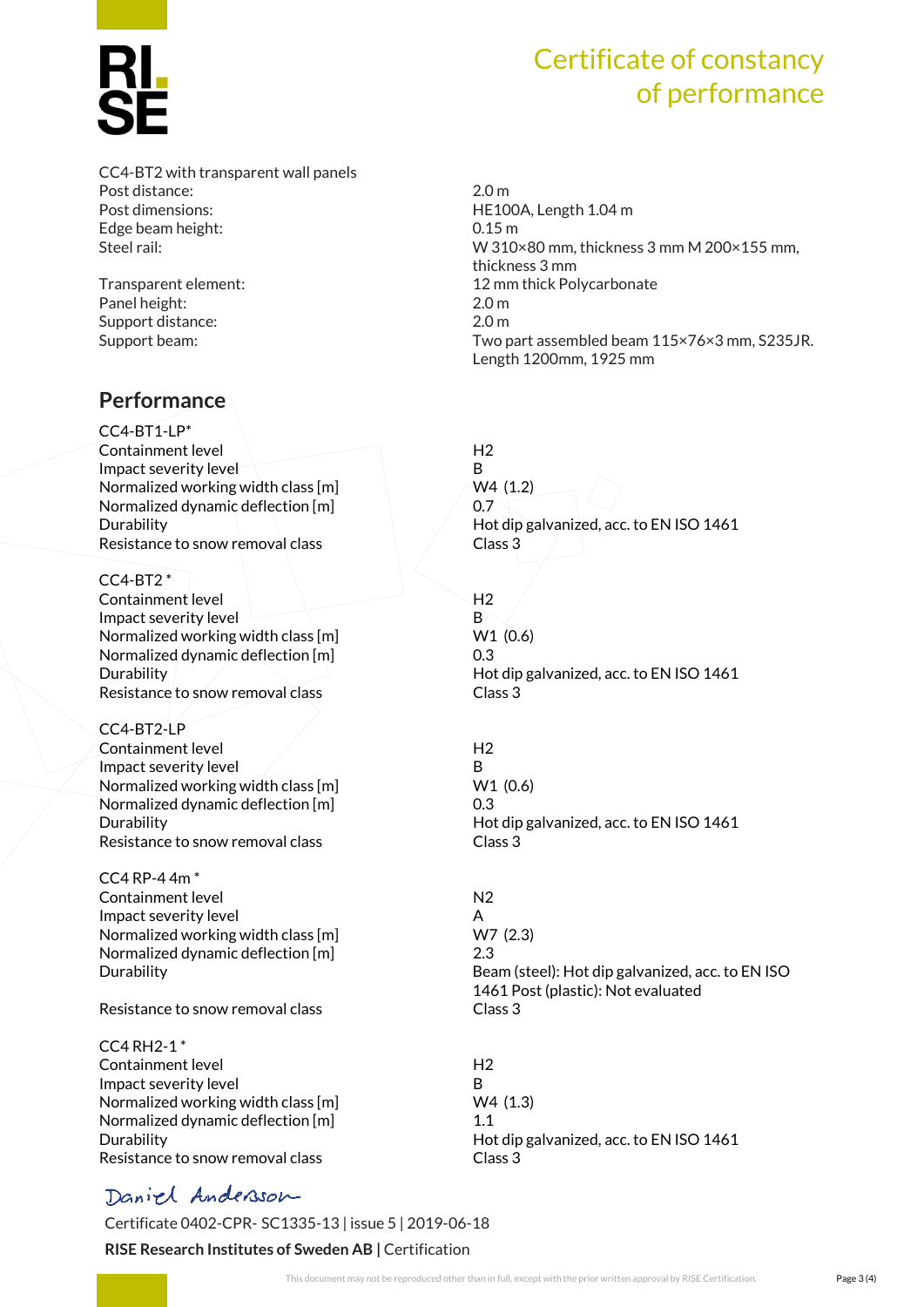# Certificate of constancy of performance

| CC4-BT2 with transparent wall panels | |
|---|---|
| Post distance: | 2.0 m |
| Post dimensions: | HE100A, Length 1.04 m |
| Edge beam height: | 0.15 m |
| Steel rail: | W 310×80 mm, thickness 3 mm M 200×155 mm, thickness 3 mm |
| Transparent element: | 12 mm thick Polycarbonate |
| Panel height: | 2.0 m |
| Support distance: | 2.0 m |
| Support beam: | Two part assembled beam 115×76×3 mm, S235JR. Length 1200mm, 1925 mm |

## Performance

| CC4-BT1-LP* | |
|---|---|
| Containment level | H2 |
| Impact severity level | B |
| Normalized working width class [m] | W4 (1.2) |
| Normalized dynamic deflection [m] | 0.7 |
| Durability | Hot dip galvanized, acc. to EN ISO 1461 |
| Resistance to snow removal class | Class 3 |

| CC4-BT2 * | |
|---|---|
| Containment level | H2 |
| Impact severity level | B |
| Normalized working width class [m] | W1 (0.6) |
| Normalized dynamic deflection [m] | 0.3 |
| Durability | Hot dip galvanized, acc. to EN ISO 1461 |
| Resistance to snow removal class | Class 3 |

| CC4-BT2-LP | |
|---|---|
| Containment level | H2 |
| Impact severity level | B |
| Normalized working width class [m] | W1 (0.6) |
| Normalized dynamic deflection [m] | 0.3 |
| Durability | Hot dip galvanized, acc. to EN ISO 1461 |
| Resistance to snow removal class | Class 3 |

| CC4 RP-4 4m * | |
|---|---|
| Containment level | N2 |
| Impact severity level | A |
| Normalized working width class [m] | W7 (2.3) |
| Normalized dynamic deflection [m] | 2.3 |
| Durability | Beam (steel): Hot dip galvanized, acc. to EN ISO 1461 Post (plastic): Not evaluated |
| Resistance to snow removal class | Class 3 |

| CC4 RH2-1 * | |
|---|---|
| Containment level | H2 |
| Impact severity level | B |
| Normalized working width class [m] | W4 (1.3) |
| Normalized dynamic deflection [m] | 1.1 |
| Durability | Hot dip galvanized, acc. to EN ISO 1461 |
| Resistance to snow removal class | Class 3 |

Daniel Andersson

Certificate 0402-CPR- SC1335-13 | issue 5 | 2019-06-18

**RISE Research Institutes of Sweden AB** | Certification

This document may not be reproduced other than in full, except with the prior written approval by RISE Certification.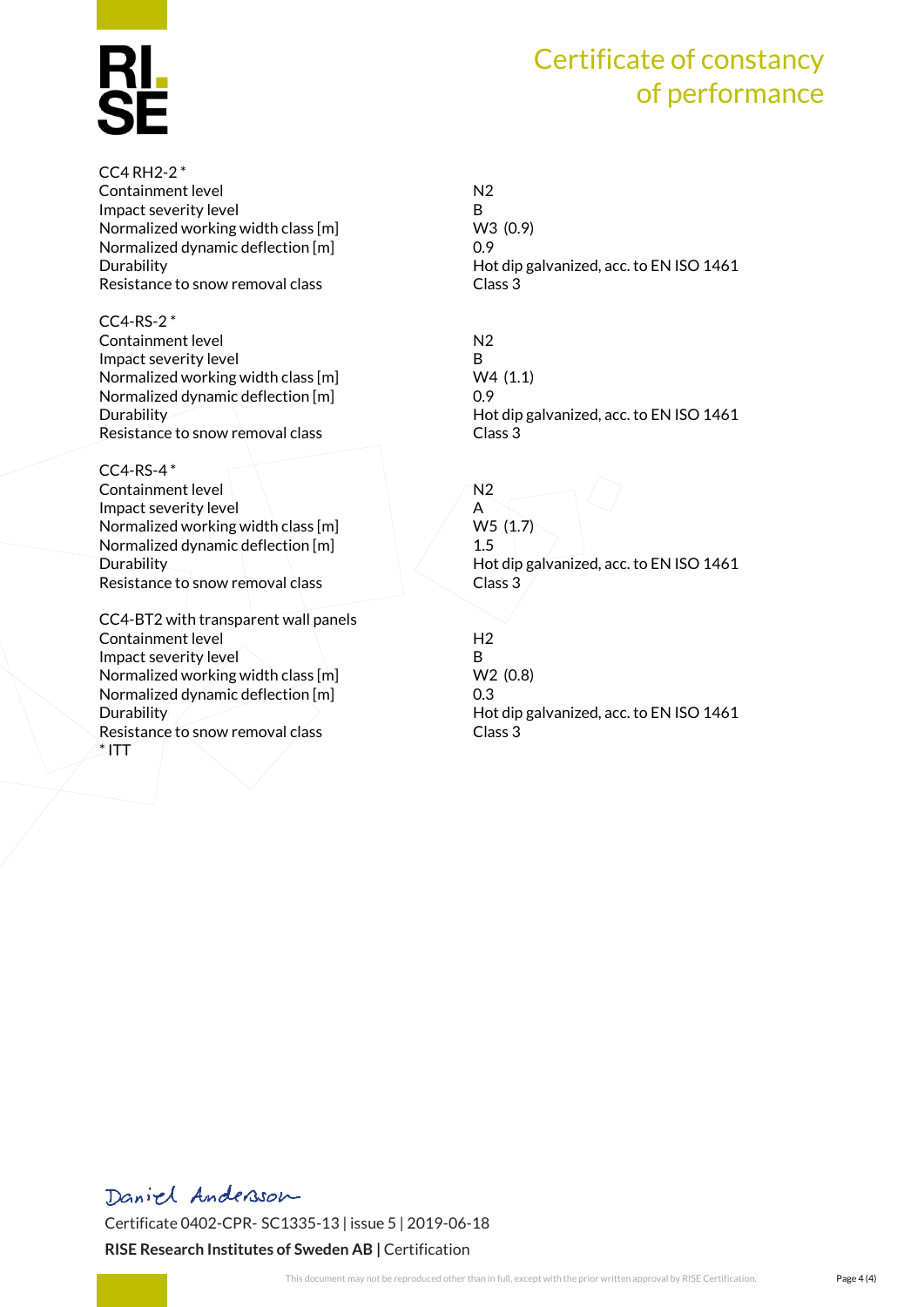# Certificate of constancy of performance

| | |
|---|---|
| **CC4 RH2-2 *** | |
| Containment level | N2 |
| Impact severity level | B |
| Normalized working width class [m] | W3 (0.9) |
| Normalized dynamic deflection [m] | 0.9 |
| Durability | Hot dip galvanized, acc. to EN ISO 1461 |
| Resistance to snow removal class | Class 3 |
| **CC4-RS-2 *** | |
| Containment level | N2 |
| Impact severity level | B |
| Normalized working width class [m] | W4 (1.1) |
| Normalized dynamic deflection [m] | 0.9 |
| Durability | Hot dip galvanized, acc. to EN ISO 1461 |
| Resistance to snow removal class | Class 3 |
| **CC4-RS-4 *** | |
| Containment level | N2 |
| Impact severity level | A |
| Normalized working width class [m] | W5 (1.7) |
| Normalized dynamic deflection [m] | 1.5 |
| Durability | Hot dip galvanized, acc. to EN ISO 1461 |
| Resistance to snow removal class | Class 3 |
| **CC4-BT2 with transparent wall panels** | |
| Containment level | H2 |
| Impact severity level | B |
| Normalized working width class [m] | W2 (0.8) |
| Normalized dynamic deflection [m] | 0.3 |
| Durability | Hot dip galvanized, acc. to EN ISO 1461 |
| Resistance to snow removal class | Class 3 |

* ITT

Daniel Andersson

Certificate 0402-CPR- SC1335-13 | issue 5 | 2019-06-18

**RISE Research Institutes of Sweden AB |** Certification

This document may not be reproduced other than in full, except with the prior written approval by RISE Certification.